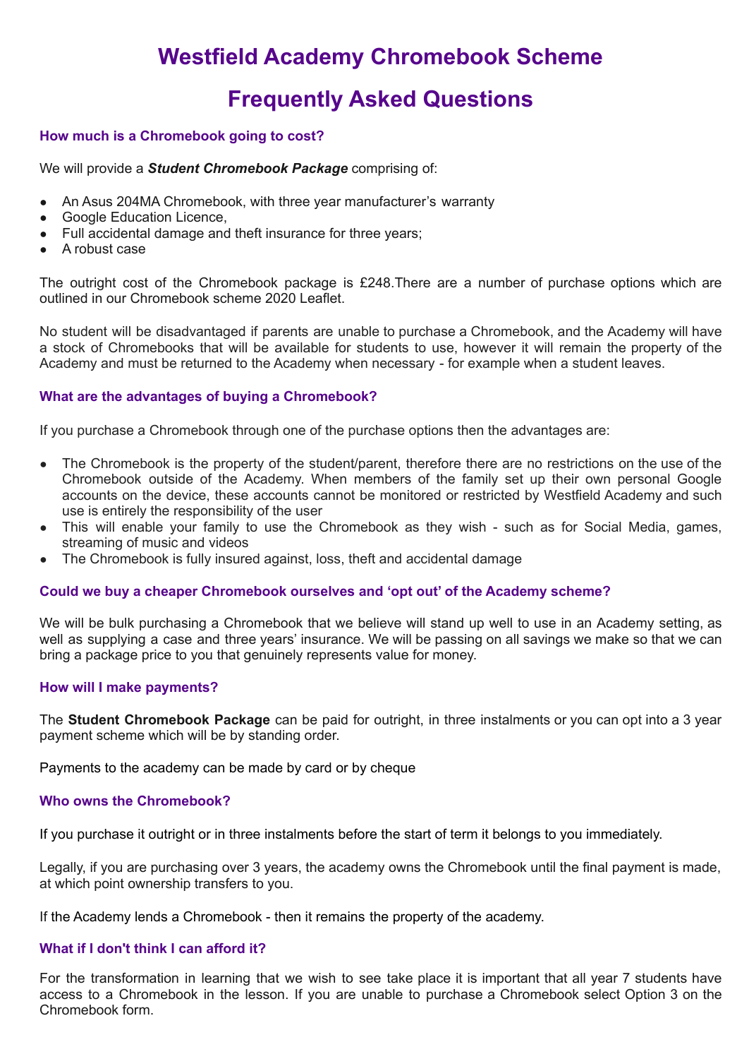# Westfield Academy Chromebook Scheme

# Frequently Asked Questions

### How much is a Chromebook going to cost?

We will provide a ***Student Chromebook Package*** comprising of:

- An Asus 204MA Chromebook, with three year manufacturer's warranty
- Google Education Licence,
- Full accidental damage and theft insurance for three years;
- A robust case

The outright cost of the Chromebook package is £248.There are a number of purchase options which are outlined in our Chromebook scheme 2020 Leaflet.

No student will be disadvantaged if parents are unable to purchase a Chromebook, and the Academy will have a stock of Chromebooks that will be available for students to use, however it will remain the property of the Academy and must be returned to the Academy when necessary - for example when a student leaves.

### What are the advantages of buying a Chromebook?

If you purchase a Chromebook through one of the purchase options then the advantages are:

- The Chromebook is the property of the student/parent, therefore there are no restrictions on the use of the Chromebook outside of the Academy. When members of the family set up their own personal Google accounts on the device, these accounts cannot be monitored or restricted by Westfield Academy and such use is entirely the responsibility of the user
- This will enable your family to use the Chromebook as they wish - such as for Social Media, games, streaming of music and videos
- The Chromebook is fully insured against, loss, theft and accidental damage

### Could we buy a cheaper Chromebook ourselves and 'opt out' of the Academy scheme?

We will be bulk purchasing a Chromebook that we believe will stand up well to use in an Academy setting, as well as supplying a case and three years' insurance. We will be passing on all savings we make so that we can bring a package price to you that genuinely represents value for money.

### How will I make payments?

The **Student Chromebook Package** can be paid for outright, in three instalments or you can opt into a 3 year payment scheme which will be by standing order.

Payments to the academy can be made by card or by cheque

### Who owns the Chromebook?

If you purchase it outright or in three instalments before the start of term it belongs to you immediately.

Legally, if you are purchasing over 3 years, the academy owns the Chromebook until the final payment is made, at which point ownership transfers to you.

If the Academy lends a Chromebook - then it remains the property of the academy.

### What if I don't think I can afford it?

For the transformation in learning that we wish to see take place it is important that all year 7 students have access to a Chromebook in the lesson. If you are unable to purchase a Chromebook select Option 3 on the Chromebook form.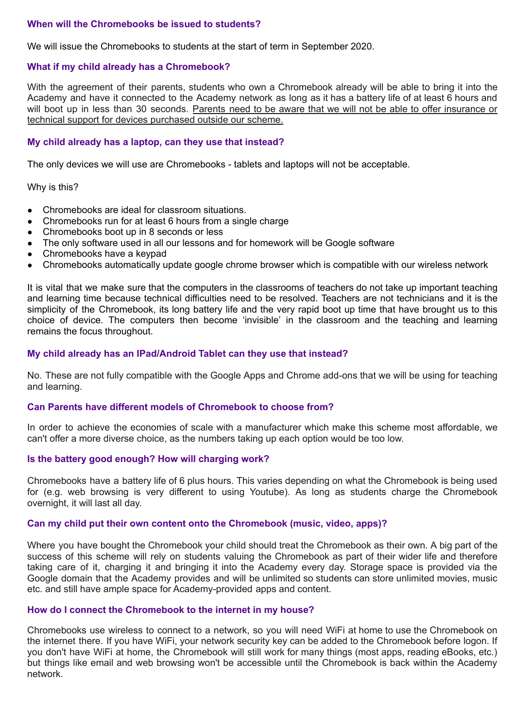### When will the Chromebooks be issued to students?

We will issue the Chromebooks to students at the start of term in September 2020.

### What if my child already has a Chromebook?

With the agreement of their parents, students who own a Chromebook already will be able to bring it into the Academy and have it connected to the Academy network as long as it has a battery life of at least 6 hours and will boot up in less than 30 seconds. <u>Parents need to be aware that we will not be able to offer insurance or technical support for devices purchased outside our scheme.</u>

### My child already has a laptop, can they use that instead?

The only devices we will use are Chromebooks - tablets and laptops will not be acceptable.

Why is this?

- Chromebooks are ideal for classroom situations.
- Chromebooks run for at least 6 hours from a single charge
- Chromebooks boot up in 8 seconds or less
- The only software used in all our lessons and for homework will be Google software
- Chromebooks have a keypad
- Chromebooks automatically update google chrome browser which is compatible with our wireless network

It is vital that we make sure that the computers in the classrooms of teachers do not take up important teaching and learning time because technical difficulties need to be resolved. Teachers are not technicians and it is the simplicity of the Chromebook, its long battery life and the very rapid boot up time that have brought us to this choice of device. The computers then become 'invisible' in the classroom and the teaching and learning remains the focus throughout.

### My child already has an IPad/Android Tablet can they use that instead?

No. These are not fully compatible with the Google Apps and Chrome add-ons that we will be using for teaching and learning.

### Can Parents have different models of Chromebook to choose from?

In order to achieve the economies of scale with a manufacturer which make this scheme most affordable, we can't offer a more diverse choice, as the numbers taking up each option would be too low.

### Is the battery good enough? How will charging work?

Chromebooks have a battery life of 6 plus hours. This varies depending on what the Chromebook is being used for (e.g. web browsing is very different to using Youtube). As long as students charge the Chromebook overnight, it will last all day.

### Can my child put their own content onto the Chromebook (music, video, apps)?

Where you have bought the Chromebook your child should treat the Chromebook as their own. A big part of the success of this scheme will rely on students valuing the Chromebook as part of their wider life and therefore taking care of it, charging it and bringing it into the Academy every day. Storage space is provided via the Google domain that the Academy provides and will be unlimited so students can store unlimited movies, music etc. and still have ample space for Academy-provided apps and content.

### How do I connect the Chromebook to the internet in my house?

Chromebooks use wireless to connect to a network, so you will need WiFi at home to use the Chromebook on the internet there. If you have WiFi, your network security key can be added to the Chromebook before logon. If you don't have WiFi at home, the Chromebook will still work for many things (most apps, reading eBooks, etc.) but things like email and web browsing won't be accessible until the Chromebook is back within the Academy network.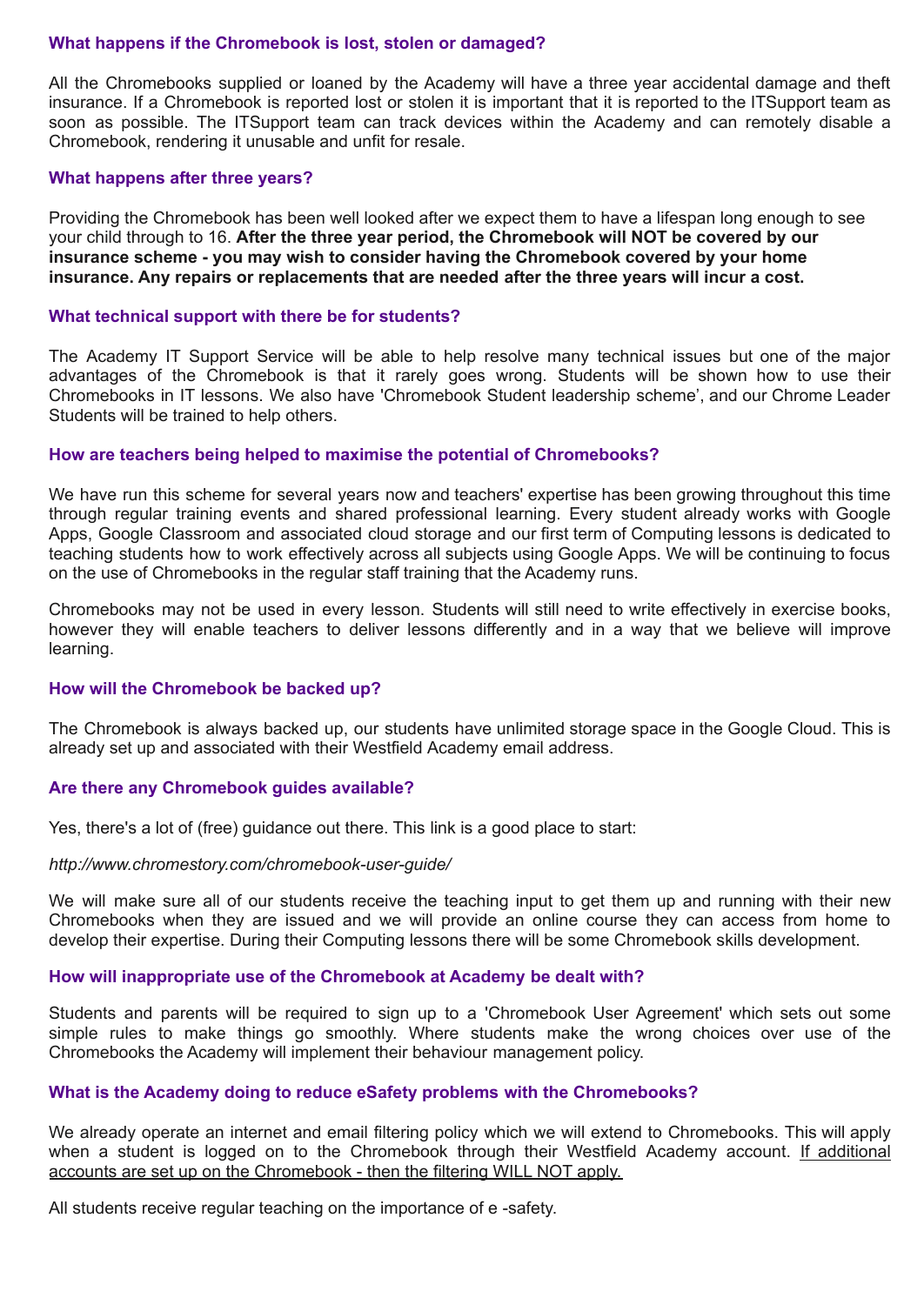### What happens if the Chromebook is lost, stolen or damaged?

All the Chromebooks supplied or loaned by the Academy will have a three year accidental damage and theft insurance. If a Chromebook is reported lost or stolen it is important that it is reported to the ITSupport team as soon as possible. The ITSupport team can track devices within the Academy and can remotely disable a Chromebook, rendering it unusable and unfit for resale.

### What happens after three years?

Providing the Chromebook has been well looked after we expect them to have a lifespan long enough to see your child through to 16. **After the three year period, the Chromebook will NOT be covered by our insurance scheme - you may wish to consider having the Chromebook covered by your home insurance. Any repairs or replacements that are needed after the three years will incur a cost.**

### What technical support with there be for students?

The Academy IT Support Service will be able to help resolve many technical issues but one of the major advantages of the Chromebook is that it rarely goes wrong. Students will be shown how to use their Chromebooks in IT lessons. We also have 'Chromebook Student leadership scheme', and our Chrome Leader Students will be trained to help others.

### How are teachers being helped to maximise the potential of Chromebooks?

We have run this scheme for several years now and teachers' expertise has been growing throughout this time through regular training events and shared professional learning. Every student already works with Google Apps, Google Classroom and associated cloud storage and our first term of Computing lessons is dedicated to teaching students how to work effectively across all subjects using Google Apps. We will be continuing to focus on the use of Chromebooks in the regular staff training that the Academy runs.

Chromebooks may not be used in every lesson. Students will still need to write effectively in exercise books, however they will enable teachers to deliver lessons differently and in a way that we believe will improve learning.

### How will the Chromebook be backed up?

The Chromebook is always backed up, our students have unlimited storage space in the Google Cloud. This is already set up and associated with their Westfield Academy email address.

### Are there any Chromebook guides available?

Yes, there's a lot of (free) guidance out there. This link is a good place to start:

*http://www.chromestory.com/chromebook-user-guide/*

We will make sure all of our students receive the teaching input to get them up and running with their new Chromebooks when they are issued and we will provide an online course they can access from home to develop their expertise. During their Computing lessons there will be some Chromebook skills development.

### How will inappropriate use of the Chromebook at Academy be dealt with?

Students and parents will be required to sign up to a 'Chromebook User Agreement' which sets out some simple rules to make things go smoothly. Where students make the wrong choices over use of the Chromebooks the Academy will implement their behaviour management policy.

### What is the Academy doing to reduce eSafety problems with the Chromebooks?

We already operate an internet and email filtering policy which we will extend to Chromebooks. This will apply when a student is logged on to the Chromebook through their Westfield Academy account. <u>If additional accounts are set up on the Chromebook - then the filtering WILL NOT apply.</u>

All students receive regular teaching on the importance of e -safety.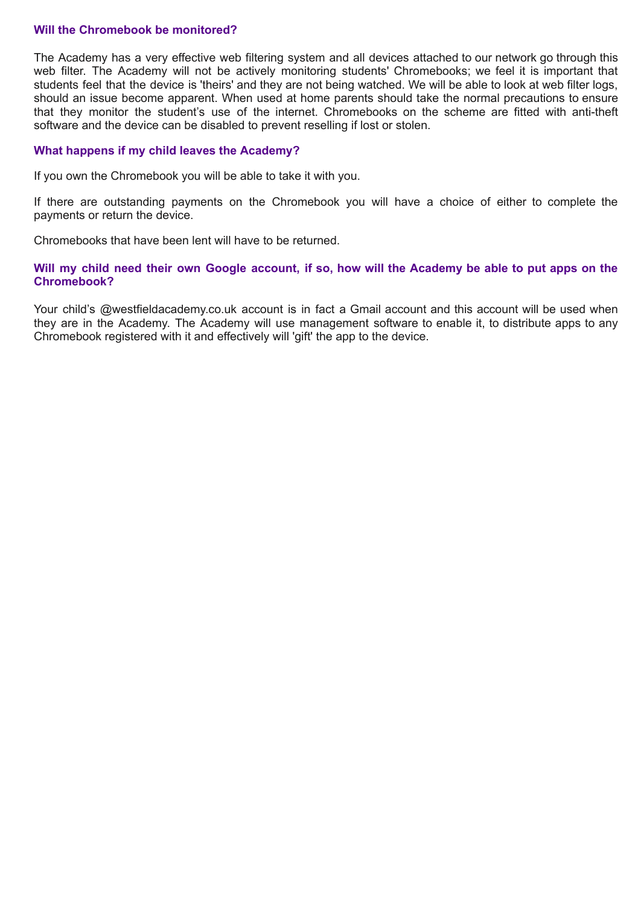### Will the Chromebook be monitored?

The Academy has a very effective web filtering system and all devices attached to our network go through this web filter. The Academy will not be actively monitoring students' Chromebooks; we feel it is important that students feel that the device is 'theirs' and they are not being watched. We will be able to look at web filter logs, should an issue become apparent. When used at home parents should take the normal precautions to ensure that they monitor the student's use of the internet. Chromebooks on the scheme are fitted with anti-theft software and the device can be disabled to prevent reselling if lost or stolen.

### What happens if my child leaves the Academy?

If you own the Chromebook you will be able to take it with you.

If there are outstanding payments on the Chromebook you will have a choice of either to complete the payments or return the device.

Chromebooks that have been lent will have to be returned.

### Will my child need their own Google account, if so, how will the Academy be able to put apps on the Chromebook?

Your child's @westfieldacademy.co.uk account is in fact a Gmail account and this account will be used when they are in the Academy. The Academy will use management software to enable it, to distribute apps to any Chromebook registered with it and effectively will 'gift' the app to the device.